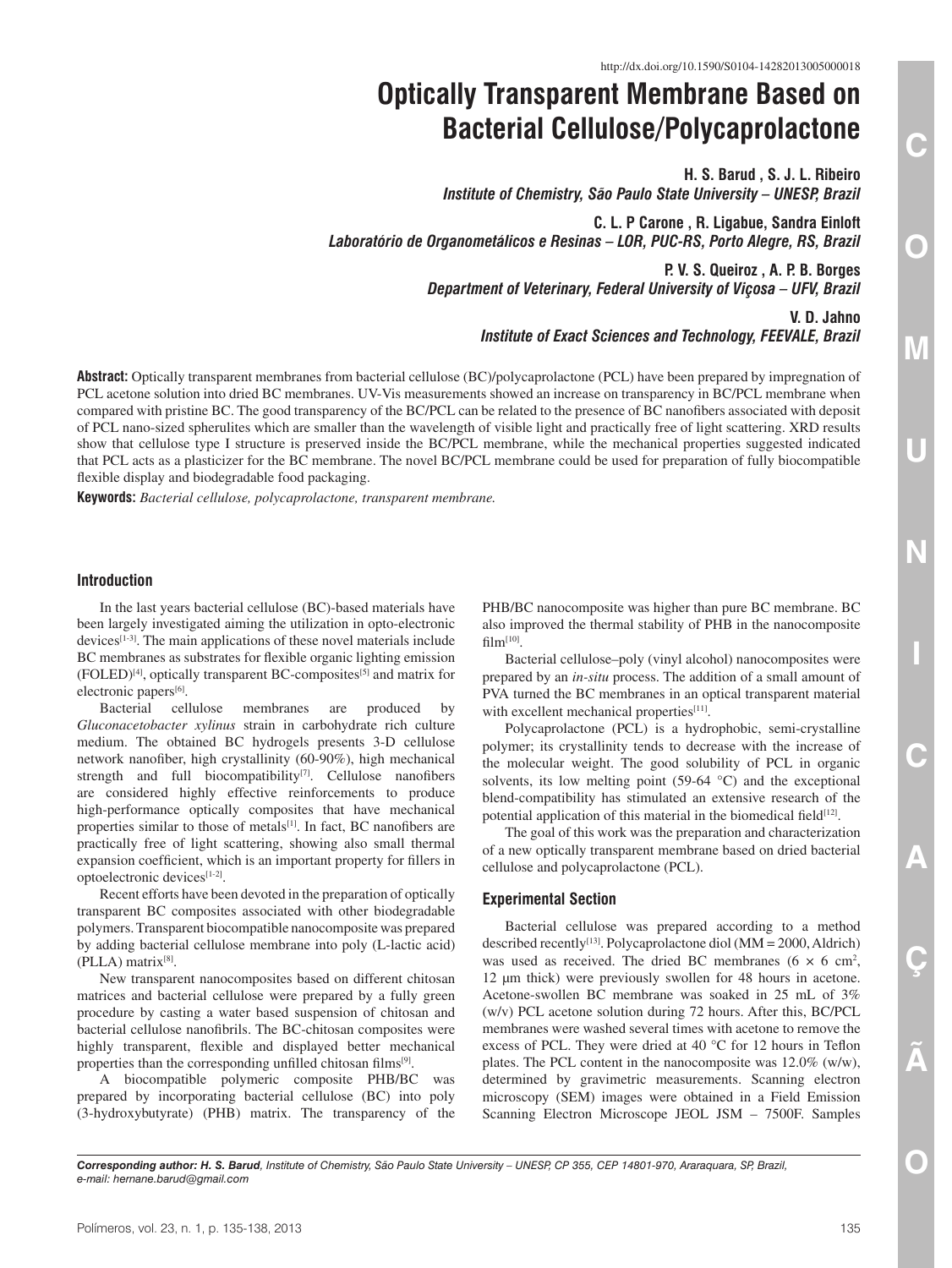http://dx.doi.org/10.1590/S0104-14282013005000018

# Optically Transparent Membrane Based on Bacterial Cellulose/Polycaprolactone

**H. S. Barud , S. J. L. Ribeiro**
*Institute of Chemistry, São Paulo State University – UNESP, Brazil*

**C. L. P Carone , R. Ligabue, Sandra Einloft**
*Laboratório de Organometálicos e Resinas – LOR, PUC-RS, Porto Alegre, RS, Brazil*

**P. V. S. Queiroz , A. P. B. Borges**
*Department of Veterinary, Federal University of Viçosa – UFV, Brazil*

**V. D. Jahno**
*Institute of Exact Sciences and Technology, FEEVALE, Brazil*

**Abstract:** Optically transparent membranes from bacterial cellulose (BC)/polycaprolactone (PCL) have been prepared by impregnation of PCL acetone solution into dried BC membranes. UV-Vis measurements showed an increase on transparency in BC/PCL membrane when compared with pristine BC. The good transparency of the BC/PCL can be related to the presence of BC nanofibers associated with deposit of PCL nano-sized spherulites which are smaller than the wavelength of visible light and practically free of light scattering. XRD results show that cellulose type I structure is preserved inside the BC/PCL membrane, while the mechanical properties suggested indicated that PCL acts as a plasticizer for the BC membrane. The novel BC/PCL membrane could be used for preparation of fully biocompatible flexible display and biodegradable food packaging.

**Keywords:** *Bacterial cellulose, polycaprolactone, transparent membrane.*

## Introduction

In the last years bacterial cellulose (BC)-based materials have been largely investigated aiming the utilization in opto-electronic devices[1-3]. The main applications of these novel materials include BC membranes as substrates for flexible organic lighting emission (FOLED)[4], optically transparent BC-composites[5] and matrix for electronic papers[6].

Bacterial cellulose membranes are produced by *Gluconacetobacter xylinus* strain in carbohydrate rich culture medium. The obtained BC hydrogels presents 3-D cellulose network nanofiber, high crystallinity (60-90%), high mechanical strength and full biocompatibility[7]. Cellulose nanofibers are considered highly effective reinforcements to produce high-performance optically composites that have mechanical properties similar to those of metals[1]. In fact, BC nanofibers are practically free of light scattering, showing also small thermal expansion coefficient, which is an important property for fillers in optoelectronic devices[1-2].

Recent efforts have been devoted in the preparation of optically transparent BC composites associated with other biodegradable polymers. Transparent biocompatible nanocomposite was prepared by adding bacterial cellulose membrane into poly (L-lactic acid) (PLLA) matrix[8].

New transparent nanocomposites based on different chitosan matrices and bacterial cellulose were prepared by a fully green procedure by casting a water based suspension of chitosan and bacterial cellulose nanofibrils. The BC-chitosan composites were highly transparent, flexible and displayed better mechanical properties than the corresponding unfilled chitosan films[9].

A biocompatible polymeric composite PHB/BC was prepared by incorporating bacterial cellulose (BC) into poly (3-hydroxybutyrate) (PHB) matrix. The transparency of the PHB/BC nanocomposite was higher than pure BC membrane. BC also improved the thermal stability of PHB in the nanocomposite film[10].

Bacterial cellulose–poly (vinyl alcohol) nanocomposites were prepared by an *in-situ* process. The addition of a small amount of PVA turned the BC membranes in an optical transparent material with excellent mechanical properties[11].

Polycaprolactone (PCL) is a hydrophobic, semi-crystalline polymer; its crystallinity tends to decrease with the increase of the molecular weight. The good solubility of PCL in organic solvents, its low melting point (59-64 °C) and the exceptional blend-compatibility has stimulated an extensive research of the potential application of this material in the biomedical field[12].

The goal of this work was the preparation and characterization of a new optically transparent membrane based on dried bacterial cellulose and polycaprolactone (PCL).

## Experimental Section

Bacterial cellulose was prepared according to a method described recently[13]. Polycaprolactone diol (MM = 2000, Aldrich) was used as received. The dried BC membranes ($6 \times 6$ cm$^2$, 12 µm thick) were previously swollen for 48 hours in acetone. Acetone-swollen BC membrane was soaked in 25 mL of 3% (w/v) PCL acetone solution during 72 hours. After this, BC/PCL membranes were washed several times with acetone to remove the excess of PCL. They were dried at 40 °C for 12 hours in Teflon plates. The PCL content in the nanocomposite was 12.0% (w/w), determined by gravimetric measurements. Scanning electron microscopy (SEM) images were obtained in a Field Emission Scanning Electron Microscope JEOL JSM – 7500F. Samples

---

*Corresponding author: H. S. Barud, Institute of Chemistry, São Paulo State University – UNESP, CP 355, CEP 14801-970, Araraquara, SP, Brazil, e-mail: hernane.barud@gmail.com*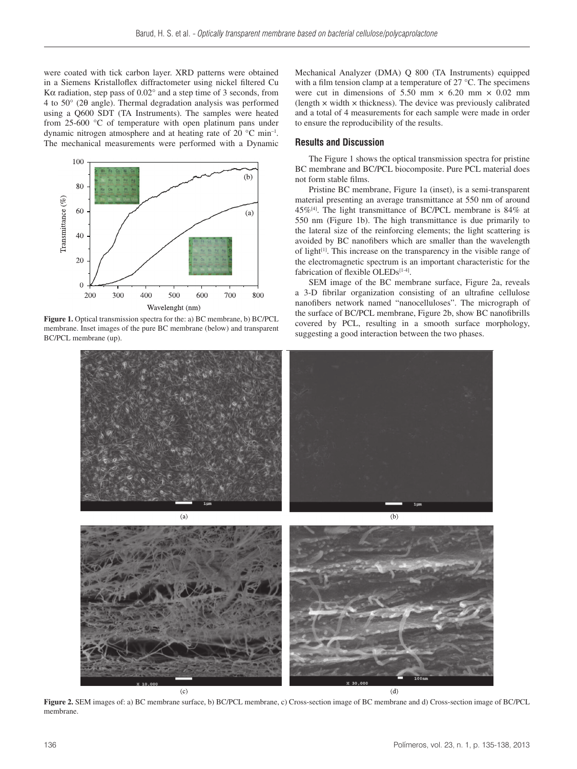were coated with tick carbon layer. XRD patterns were obtained in a Siemens Kristalloflex diffractometer using nickel filtered Cu Kα radiation, step pass of 0.02° and a step time of 3 seconds, from 4 to 50° (2θ angle). Thermal degradation analysis was performed using a Q600 SDT (TA Instruments). The samples were heated from 25-600 °C of temperature with open platinum pans under dynamic nitrogen atmosphere and at heating rate of 20 °C min$^{-1}$. The mechanical measurements were performed with a Dynamic Mechanical Analyzer (DMA) Q 800 (TA Instruments) equipped with a film tension clamp at a temperature of 27 °C. The specimens were cut in dimensions of 5.50 mm × 6.20 mm × 0.02 mm (length × width × thickness). The device was previously calibrated and a total of 4 measurements for each sample were made in order to ensure the reproducibility of the results.

**Figure 1.** Optical transmission spectra for the: a) BC membrane, b) BC/PCL membrane. Inset images of the pure BC membrane (below) and transparent BC/PCL membrane (up).

## Results and Discussion

The Figure 1 shows the optical transmission spectra for pristine BC membrane and BC/PCL biocomposite. Pure PCL material does not form stable films.

Pristine BC membrane, Figure 1a (inset), is a semi-transparent material presenting an average transmittance at 550 nm of around 45%[4]. The light transmittance of BC/PCL membrane is 84% at 550 nm (Figure 1b). The high transmittance is due primarily to the lateral size of the reinforcing elements; the light scattering is avoided by BC nanofibers which are smaller than the wavelength of light[1]. This increase on the transparency in the visible range of the electromagnetic spectrum is an important characteristic for the fabrication of flexible OLEDs[1-4].

SEM image of the BC membrane surface, Figure 2a, reveals a 3-D fibrilar organization consisting of an ultrafine cellulose nanofibers network named "nanocelluloses". The micrograph of the surface of BC/PCL membrane, Figure 2b, show BC nanofibrills covered by PCL, resulting in a smooth surface morphology, suggesting a good interaction between the two phases.

**Figure 2.** SEM images of: a) BC membrane surface, b) BC/PCL membrane, c) Cross-section image of BC membrane and d) Cross-section image of BC/PCL membrane.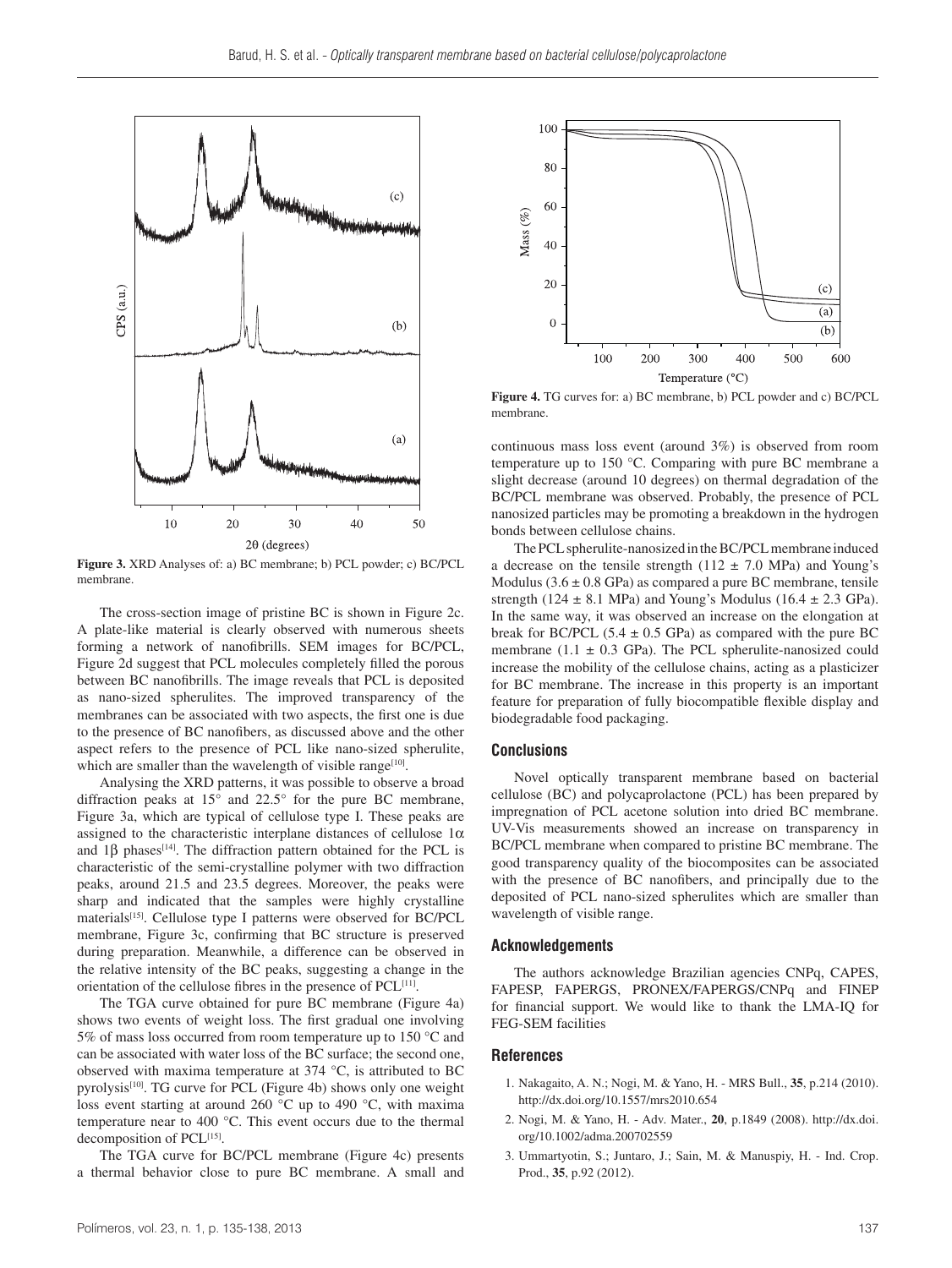**Figure 3.** XRD Analyses of: a) BC membrane; b) PCL powder; c) BC/PCL membrane.

The cross-section image of pristine BC is shown in Figure 2c. A plate-like material is clearly observed with numerous sheets forming a network of nanofibrills. SEM images for BC/PCL, Figure 2d suggest that PCL molecules completely filled the porous between BC nanofibrills. The image reveals that PCL is deposited as nano-sized spherulites. The improved transparency of the membranes can be associated with two aspects, the first one is due to the presence of BC nanofibers, as discussed above and the other aspect refers to the presence of PCL like nano-sized spherulite, which are smaller than the wavelength of visible range[10].

Analysing the XRD patterns, it was possible to observe a broad diffraction peaks at 15° and 22.5° for the pure BC membrane, Figure 3a, which are typical of cellulose type I. These peaks are assigned to the characteristic interplane distances of cellulose 1α and 1β phases[14]. The diffraction pattern obtained for the PCL is characteristic of the semi-crystalline polymer with two diffraction peaks, around 21.5 and 23.5 degrees. Moreover, the peaks were sharp and indicated that the samples were highly crystalline materials[15]. Cellulose type I patterns were observed for BC/PCL membrane, Figure 3c, confirming that BC structure is preserved during preparation. Meanwhile, a difference can be observed in the relative intensity of the BC peaks, suggesting a change in the orientation of the cellulose fibres in the presence of PCL[11].

The TGA curve obtained for pure BC membrane (Figure 4a) shows two events of weight loss. The first gradual one involving 5% of mass loss occurred from room temperature up to 150 °C and can be associated with water loss of the BC surface; the second one, observed with maxima temperature at 374 °C, is attributed to BC pyrolysis[10]. TG curve for PCL (Figure 4b) shows only one weight loss event starting at around 260 °C up to 490 °C, with maxima temperature near to 400 °C. This event occurs due to the thermal decomposition of PCL[15].

The TGA curve for BC/PCL membrane (Figure 4c) presents a thermal behavior close to pure BC membrane. A small and continuous mass loss event (around 3%) is observed from room temperature up to 150 °C. Comparing with pure BC membrane a slight decrease (around 10 degrees) on thermal degradation of the BC/PCL membrane was observed. Probably, the presence of PCL nanosized particles may be promoting a breakdown in the hydrogen bonds between cellulose chains.

**Figure 4.** TG curves for: a) BC membrane, b) PCL powder and c) BC/PCL membrane.

The PCL spherulite-nanosized in the BC/PCL membrane induced a decrease on the tensile strength (112 ± 7.0 MPa) and Young's Modulus (3.6 ± 0.8 GPa) as compared a pure BC membrane, tensile strength (124 ± 8.1 MPa) and Young's Modulus (16.4 ± 2.3 GPa). In the same way, it was observed an increase on the elongation at break for BC/PCL (5.4 ± 0.5 GPa) as compared with the pure BC membrane (1.1 ± 0.3 GPa). The PCL spherulite-nanosized could increase the mobility of the cellulose chains, acting as a plasticizer for BC membrane. The increase in this property is an important feature for preparation of fully biocompatible flexible display and biodegradable food packaging.

## Conclusions

Novel optically transparent membrane based on bacterial cellulose (BC) and polycaprolactone (PCL) has been prepared by impregnation of PCL acetone solution into dried BC membrane. UV-Vis measurements showed an increase on transparency in BC/PCL membrane when compared to pristine BC membrane. The good transparency quality of the biocomposites can be associated with the presence of BC nanofibers, and principally due to the deposited of PCL nano-sized spherulites which are smaller than wavelength of visible range.

## Acknowledgements

The authors acknowledge Brazilian agencies CNPq, CAPES, FAPESP, FAPERGS, PRONEX/FAPERGS/CNPq and FINEP for financial support. We would like to thank the LMA-IQ for FEG-SEM facilities

## References

1. Nakagaito, A. N.; Nogi, M. & Yano, H. - MRS Bull., **35**, p.214 (2010). http://dx.doi.org/10.1557/mrs2010.654
2. Nogi, M. & Yano, H. - Adv. Mater., **20**, p.1849 (2008). http://dx.doi.org/10.1002/adma.200702559
3. Ummartyotin, S.; Juntaro, J.; Sain, M. & Manuspiy, H. - Ind. Crop. Prod., **35**, p.92 (2012).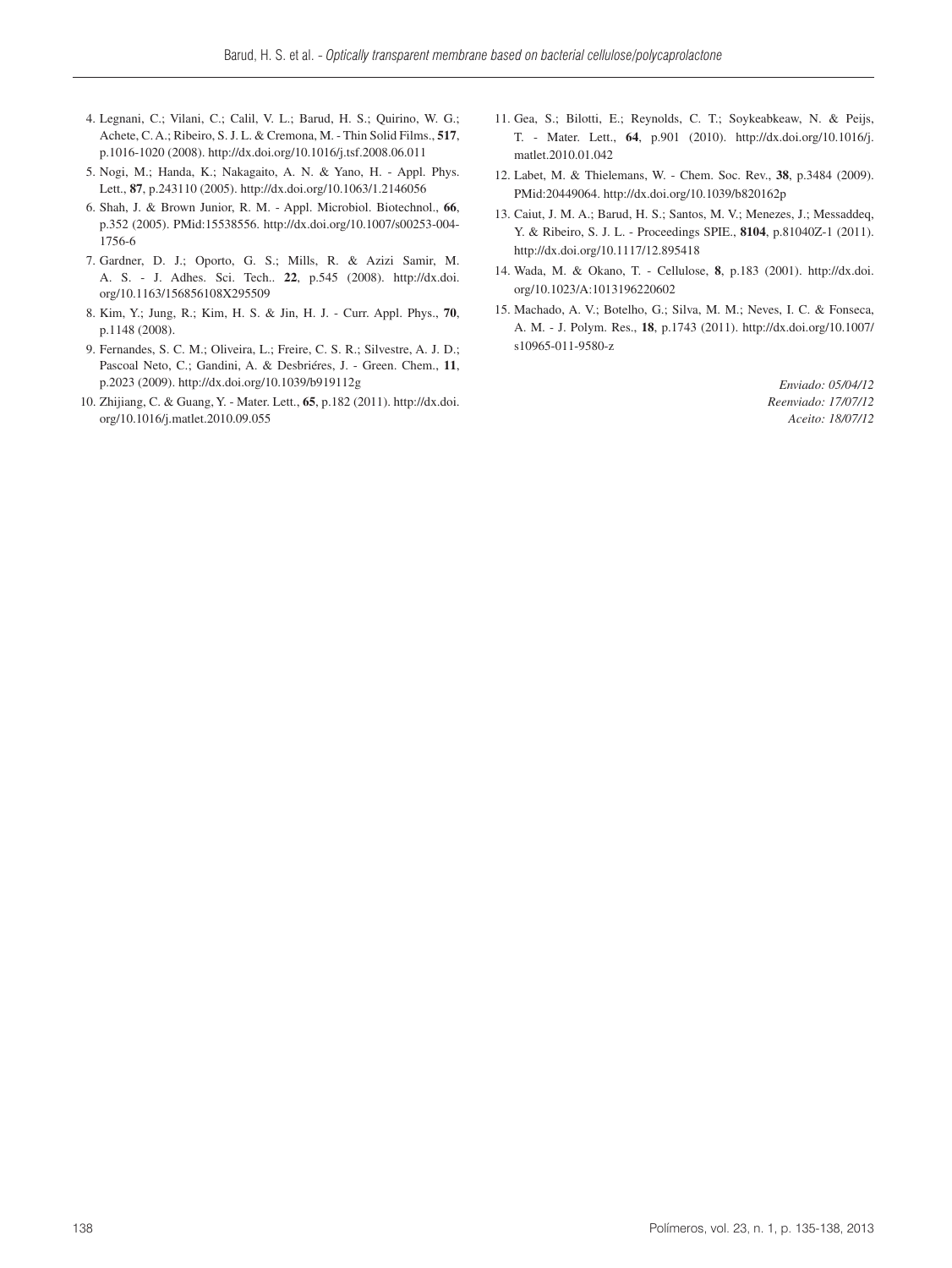4. Legnani, C.; Vilani, C.; Calil, V. L.; Barud, H. S.; Quirino, W. G.; Achete, C. A.; Ribeiro, S. J. L. & Cremona, M. - Thin Solid Films., **517**, p.1016-1020 (2008). http://dx.doi.org/10.1016/j.tsf.2008.06.011
5. Nogi, M.; Handa, K.; Nakagaito, A. N. & Yano, H. - Appl. Phys. Lett., **87**, p.243110 (2005). http://dx.doi.org/10.1063/1.2146056
6. Shah, J. & Brown Junior, R. M. - Appl. Microbiol. Biotechnol., **66**, p.352 (2005). PMid:15538556. http://dx.doi.org/10.1007/s00253-004-1756-6
7. Gardner, D. J.; Oporto, G. S.; Mills, R. & Azizi Samir, M. A. S. - J. Adhes. Sci. Tech.. **22**, p.545 (2008). http://dx.doi.org/10.1163/156856108X295509
8. Kim, Y.; Jung, R.; Kim, H. S. & Jin, H. J. - Curr. Appl. Phys., **70**, p.1148 (2008).
9. Fernandes, S. C. M.; Oliveira, L.; Freire, C. S. R.; Silvestre, A. J. D.; Pascoal Neto, C.; Gandini, A. & Desbriéres, J. - Green. Chem., **11**, p.2023 (2009). http://dx.doi.org/10.1039/b919112g
10. Zhijiang, C. & Guang, Y. - Mater. Lett., **65**, p.182 (2011). http://dx.doi.org/10.1016/j.matlet.2010.09.055
11. Gea, S.; Bilotti, E.; Reynolds, C. T.; Soykeabkeaw, N. & Peijs, T. - Mater. Lett., **64**, p.901 (2010). http://dx.doi.org/10.1016/j.matlet.2010.01.042
12. Labet, M. & Thielemans, W. - Chem. Soc. Rev., **38**, p.3484 (2009). PMid:20449064. http://dx.doi.org/10.1039/b820162p
13. Caiut, J. M. A.; Barud, H. S.; Santos, M. V.; Menezes, J.; Messaddeq, Y. & Ribeiro, S. J. L. - Proceedings SPIE., **8104**, p.81040Z-1 (2011). http://dx.doi.org/10.1117/12.895418
14. Wada, M. & Okano, T. - Cellulose, **8**, p.183 (2001). http://dx.doi.org/10.1023/A:1013196220602
15. Machado, A. V.; Botelho, G.; Silva, M. M.; Neves, I. C. & Fonseca, A. M. - J. Polym. Res., **18**, p.1743 (2011). http://dx.doi.org/10.1007/s10965-011-9580-z

*Enviado: 05/04/12*
*Reenviado: 17/07/12*
*Aceito: 18/07/12*